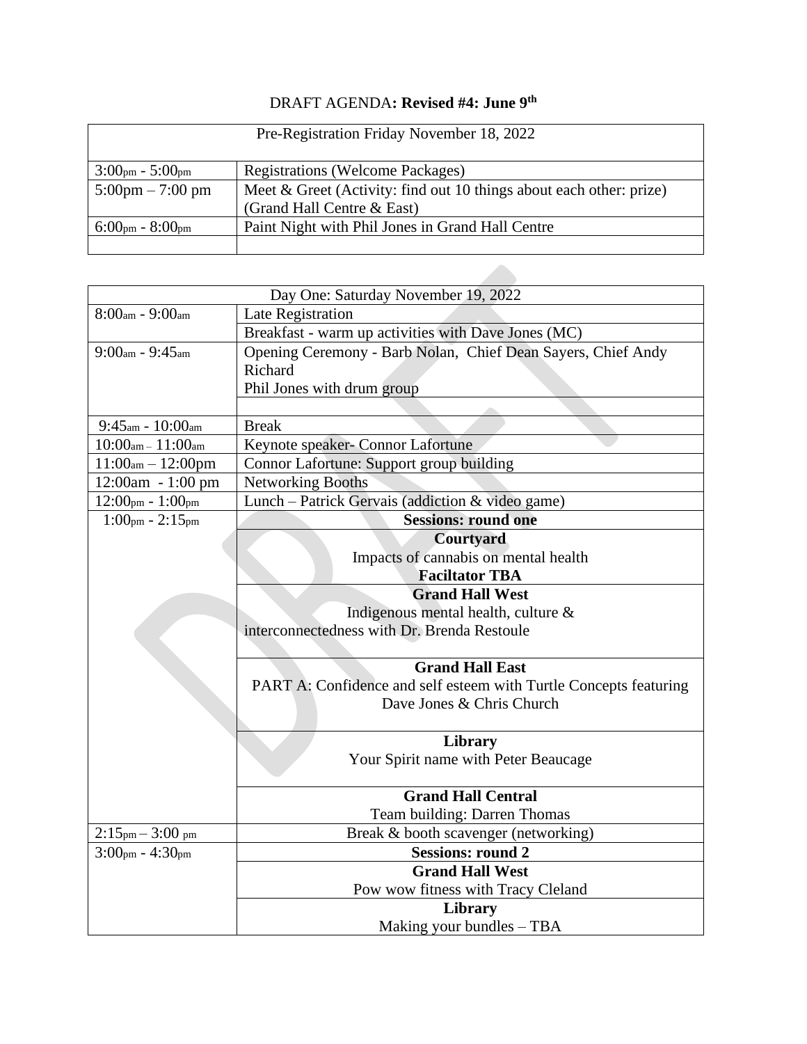DRAFT AGENDA**: Revised #4: June 9th**

| Pre-Registration Friday November 18, 2022 | |
|---|---|
| 3:00pm - 5:00pm | Registrations (Welcome Packages) |
| 5:00pm – 7:00 pm | Meet & Greet (Activity: find out 10 things about each other: prize) (Grand Hall Centre & East) |
| 6:00pm - 8:00pm | Paint Night with Phil Jones in Grand Hall Centre |
| | |

| Day One: Saturday November 19, 2022 | |
|---|---|
| 8:00am - 9:00am | Late Registration |
| | Breakfast - warm up activities with Dave Jones (MC) |
| 9:00am - 9:45am | Opening Ceremony - Barb Nolan, Chief Dean Sayers, Chief Andy Richard<br>Phil Jones with drum group |
| | |
| 9:45am - 10:00am | Break |
| 10:00am – 11:00am | Keynote speaker- Connor Lafortune |
| 11:00am – 12:00pm | Connor Lafortune: Support group building |
| 12:00am - 1:00 pm | Networking Booths |
| 12:00pm - 1:00pm | Lunch – Patrick Gervais (addiction & video game) |
| 1:00pm - 2:15pm | **Sessions: round one** |
| | **Courtyard**<br>Impacts of cannabis on mental health<br>**Faciltator TBA** |
| | **Grand Hall West**<br>Indigenous mental health, culture & interconnectedness with Dr. Brenda Restoule |
| | **Grand Hall East**<br>PART A: Confidence and self esteem with Turtle Concepts featuring Dave Jones & Chris Church |
| | **Library**<br>Your Spirit name with Peter Beaucage |
| | **Grand Hall Central**<br>Team building: Darren Thomas |
| 2:15pm – 3:00 pm | Break & booth scavenger (networking) |
| 3:00pm - 4:30pm | **Sessions: round 2** |
| | **Grand Hall West**<br>Pow wow fitness with Tracy Cleland |
| | **Library**<br>Making your bundles – TBA |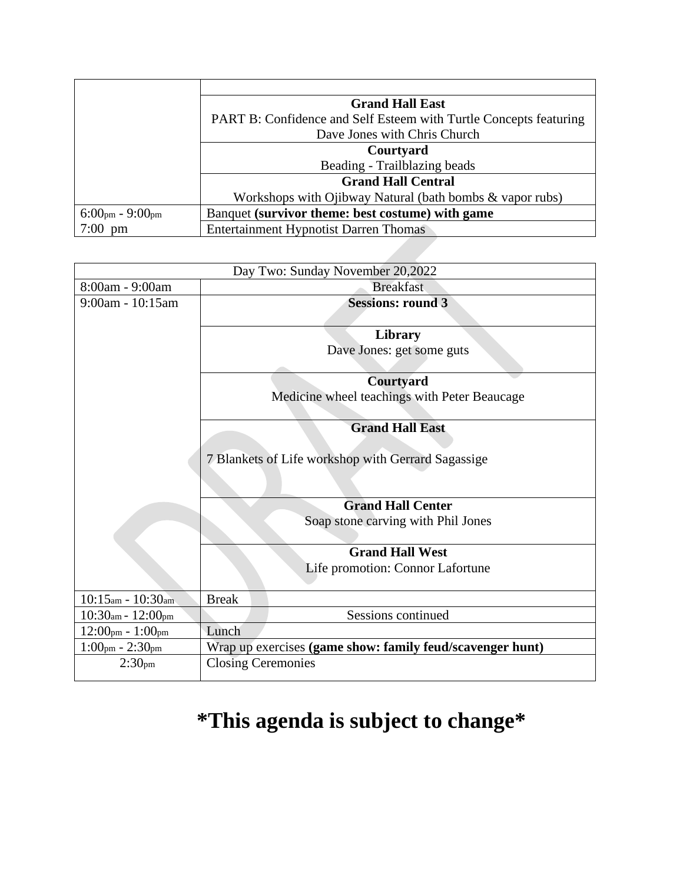| | |
|---|---|
| | |
| | **Grand Hall East**<br>PART B: Confidence and Self Esteem with Turtle Concepts featuring Dave Jones with Chris Church |
| | **Courtyard**<br>Beading - Trailblazing beads |
| | **Grand Hall Central**<br>Workshops with Ojibway Natural (bath bombs & vapor rubs) |
| 6:00pm - 9:00pm | Banquet **(survivor theme: best costume) with game** |
| 7:00 pm | Entertainment Hypnotist Darren Thomas |

| Day Two: Sunday November 20,2022 | |
|---|---|
| 8:00am - 9:00am | Breakfast |
| 9:00am - 10:15am | **Sessions: round 3** |
| | **Library**<br>Dave Jones: get some guts |
| | **Courtyard**<br>Medicine wheel teachings with Peter Beaucage |
| | **Grand Hall East**<br>7 Blankets of Life workshop with Gerrard Sagassige |
| | **Grand Hall Center**<br>Soap stone carving with Phil Jones |
| | **Grand Hall West**<br>Life promotion: Connor Lafortune |
| 10:15am - 10:30am | Break |
| 10:30am - 12:00pm | Sessions continued |
| 12:00pm - 1:00pm | Lunch |
| 1:00pm - 2:30pm | Wrap up exercises **(game show: family feud/scavenger hunt)** |
| 2:30pm | Closing Ceremonies |

# *This agenda is subject to change*